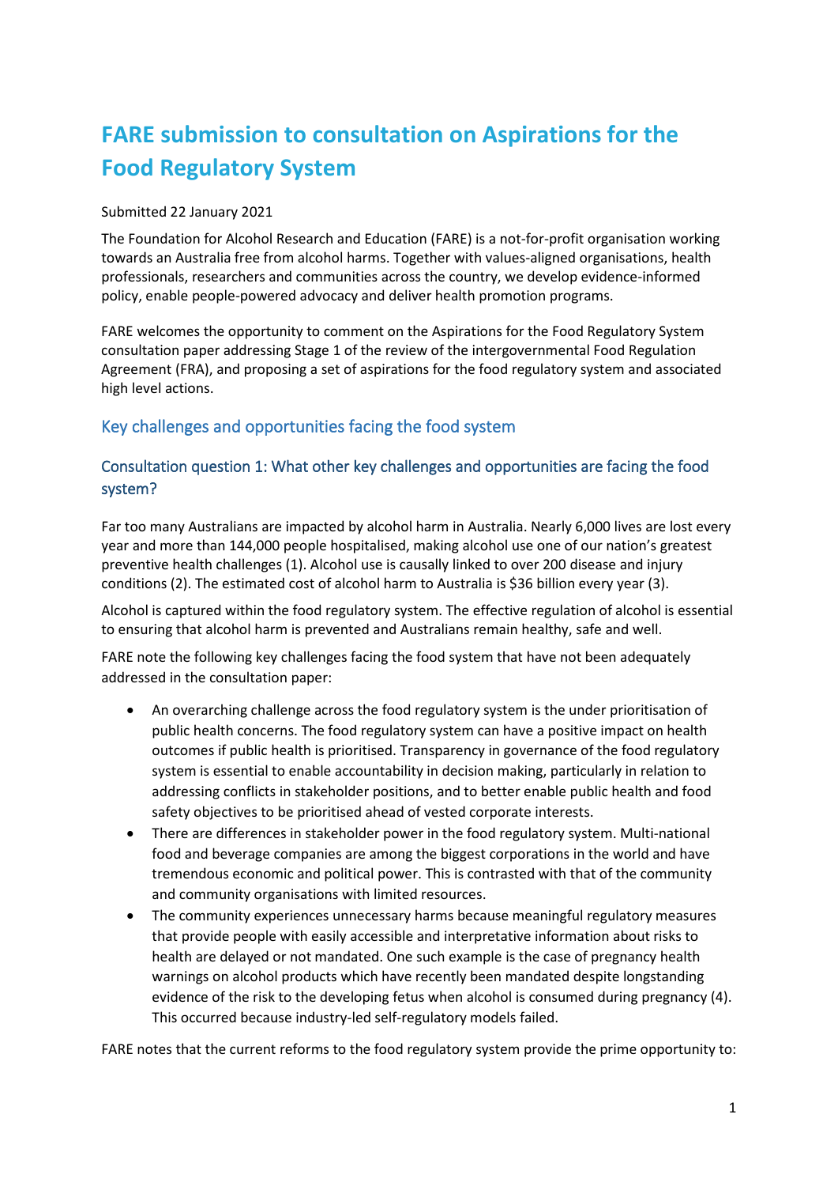# FARE submission to consultation on Aspirations for the Food Regulatory System

Submitted 22 January 2021

The Foundation for Alcohol Research and Education (FARE) is a not-for-profit organisation working towards an Australia free from alcohol harms. Together with values-aligned organisations, health professionals, researchers and communities across the country, we develop evidence-informed policy, enable people-powered advocacy and deliver health promotion programs.

FARE welcomes the opportunity to comment on the Aspirations for the Food Regulatory System consultation paper addressing Stage 1 of the review of the intergovernmental Food Regulation Agreement (FRA), and proposing a set of aspirations for the food regulatory system and associated high level actions.

## Key challenges and opportunities facing the food system

### Consultation question 1: What other key challenges and opportunities are facing the food system?

Far too many Australians are impacted by alcohol harm in Australia. Nearly 6,000 lives are lost every year and more than 144,000 people hospitalised, making alcohol use one of our nation's greatest preventive health challenges (1). Alcohol use is causally linked to over 200 disease and injury conditions (2). The estimated cost of alcohol harm to Australia is $36 billion every year (3).

Alcohol is captured within the food regulatory system. The effective regulation of alcohol is essential to ensuring that alcohol harm is prevented and Australians remain healthy, safe and well.

FARE note the following key challenges facing the food system that have not been adequately addressed in the consultation paper:

- An overarching challenge across the food regulatory system is the under prioritisation of public health concerns. The food regulatory system can have a positive impact on health outcomes if public health is prioritised. Transparency in governance of the food regulatory system is essential to enable accountability in decision making, particularly in relation to addressing conflicts in stakeholder positions, and to better enable public health and food safety objectives to be prioritised ahead of vested corporate interests.
- There are differences in stakeholder power in the food regulatory system. Multi-national food and beverage companies are among the biggest corporations in the world and have tremendous economic and political power. This is contrasted with that of the community and community organisations with limited resources.
- The community experiences unnecessary harms because meaningful regulatory measures that provide people with easily accessible and interpretative information about risks to health are delayed or not mandated. One such example is the case of pregnancy health warnings on alcohol products which have recently been mandated despite longstanding evidence of the risk to the developing fetus when alcohol is consumed during pregnancy (4). This occurred because industry-led self-regulatory models failed.

FARE notes that the current reforms to the food regulatory system provide the prime opportunity to: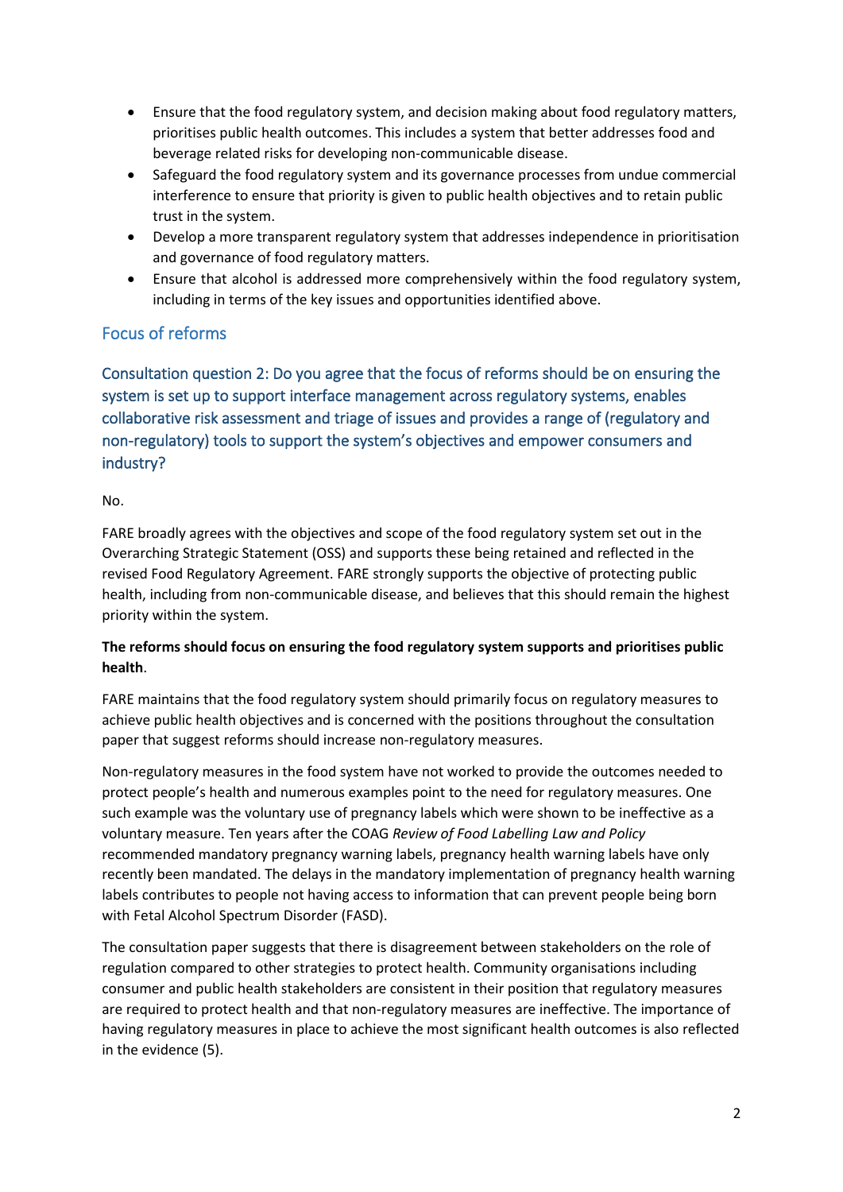- Ensure that the food regulatory system, and decision making about food regulatory matters, prioritises public health outcomes. This includes a system that better addresses food and beverage related risks for developing non-communicable disease.
- Safeguard the food regulatory system and its governance processes from undue commercial interference to ensure that priority is given to public health objectives and to retain public trust in the system.
- Develop a more transparent regulatory system that addresses independence in prioritisation and governance of food regulatory matters.
- Ensure that alcohol is addressed more comprehensively within the food regulatory system, including in terms of the key issues and opportunities identified above.

## Focus of reforms

### Consultation question 2: Do you agree that the focus of reforms should be on ensuring the system is set up to support interface management across regulatory systems, enables collaborative risk assessment and triage of issues and provides a range of (regulatory and non-regulatory) tools to support the system's objectives and empower consumers and industry?

No.

FARE broadly agrees with the objectives and scope of the food regulatory system set out in the Overarching Strategic Statement (OSS) and supports these being retained and reflected in the revised Food Regulatory Agreement. FARE strongly supports the objective of protecting public health, including from non-communicable disease, and believes that this should remain the highest priority within the system.

**The reforms should focus on ensuring the food regulatory system supports and prioritises public health**.

FARE maintains that the food regulatory system should primarily focus on regulatory measures to achieve public health objectives and is concerned with the positions throughout the consultation paper that suggest reforms should increase non-regulatory measures.

Non-regulatory measures in the food system have not worked to provide the outcomes needed to protect people's health and numerous examples point to the need for regulatory measures. One such example was the voluntary use of pregnancy labels which were shown to be ineffective as a voluntary measure. Ten years after the COAG *Review of Food Labelling Law and Policy* recommended mandatory pregnancy warning labels, pregnancy health warning labels have only recently been mandated. The delays in the mandatory implementation of pregnancy health warning labels contributes to people not having access to information that can prevent people being born with Fetal Alcohol Spectrum Disorder (FASD).

The consultation paper suggests that there is disagreement between stakeholders on the role of regulation compared to other strategies to protect health. Community organisations including consumer and public health stakeholders are consistent in their position that regulatory measures are required to protect health and that non-regulatory measures are ineffective. The importance of having regulatory measures in place to achieve the most significant health outcomes is also reflected in the evidence (5).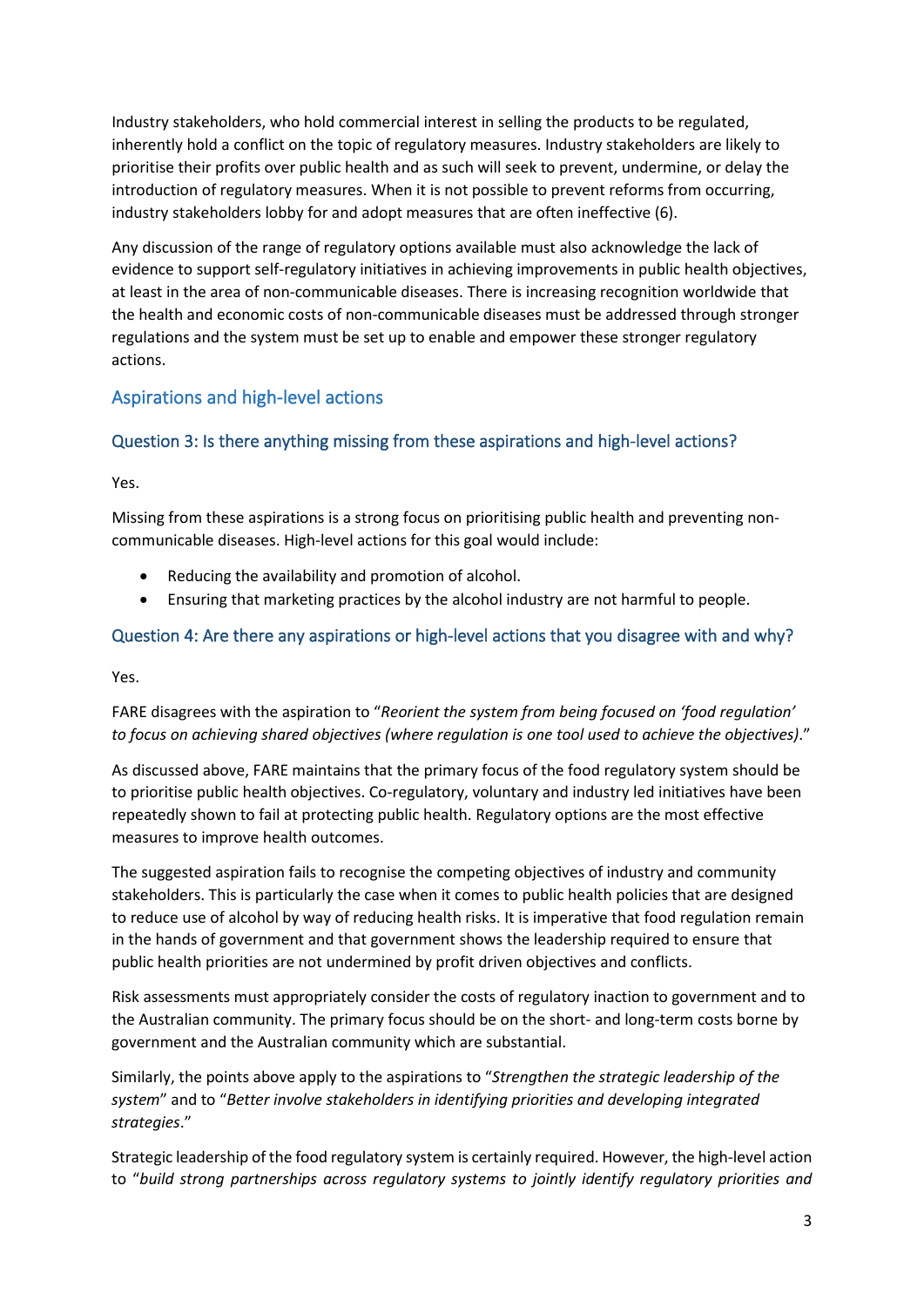Industry stakeholders, who hold commercial interest in selling the products to be regulated, inherently hold a conflict on the topic of regulatory measures. Industry stakeholders are likely to prioritise their profits over public health and as such will seek to prevent, undermine, or delay the introduction of regulatory measures. When it is not possible to prevent reforms from occurring, industry stakeholders lobby for and adopt measures that are often ineffective (6).

Any discussion of the range of regulatory options available must also acknowledge the lack of evidence to support self-regulatory initiatives in achieving improvements in public health objectives, at least in the area of non-communicable diseases. There is increasing recognition worldwide that the health and economic costs of non-communicable diseases must be addressed through stronger regulations and the system must be set up to enable and empower these stronger regulatory actions.

## Aspirations and high-level actions

### Question 3: Is there anything missing from these aspirations and high-level actions?

Yes.

Missing from these aspirations is a strong focus on prioritising public health and preventing non-communicable diseases. High-level actions for this goal would include:

- Reducing the availability and promotion of alcohol.
- Ensuring that marketing practices by the alcohol industry are not harmful to people.

### Question 4: Are there any aspirations or high-level actions that you disagree with and why?

Yes.

FARE disagrees with the aspiration to "*Reorient the system from being focused on 'food regulation' to focus on achieving shared objectives (where regulation is one tool used to achieve the objectives)*."

As discussed above, FARE maintains that the primary focus of the food regulatory system should be to prioritise public health objectives. Co-regulatory, voluntary and industry led initiatives have been repeatedly shown to fail at protecting public health. Regulatory options are the most effective measures to improve health outcomes.

The suggested aspiration fails to recognise the competing objectives of industry and community stakeholders. This is particularly the case when it comes to public health policies that are designed to reduce use of alcohol by way of reducing health risks. It is imperative that food regulation remain in the hands of government and that government shows the leadership required to ensure that public health priorities are not undermined by profit driven objectives and conflicts.

Risk assessments must appropriately consider the costs of regulatory inaction to government and to the Australian community. The primary focus should be on the short- and long-term costs borne by government and the Australian community which are substantial.

Similarly, the points above apply to the aspirations to "*Strengthen the strategic leadership of the system*" and to "*Better involve stakeholders in identifying priorities and developing integrated strategies*."

Strategic leadership of the food regulatory system is certainly required. However, the high-level action to "*build strong partnerships across regulatory systems to jointly identify regulatory priorities and*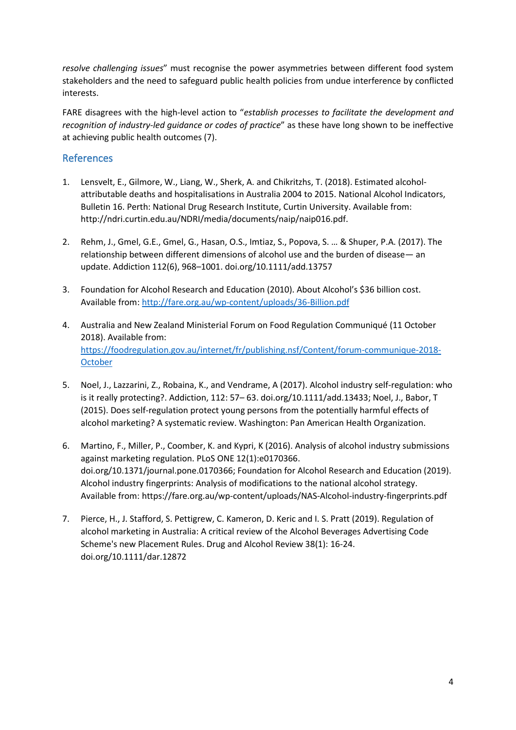*resolve challenging issues*" must recognise the power asymmetries between different food system stakeholders and the need to safeguard public health policies from undue interference by conflicted interests.

FARE disagrees with the high-level action to "*establish processes to facilitate the development and recognition of industry-led guidance or codes of practice*" as these have long shown to be ineffective at achieving public health outcomes (7).

## References

1. Lensvelt, E., Gilmore, W., Liang, W., Sherk, A. and Chikritzhs, T. (2018). Estimated alcohol-attributable deaths and hospitalisations in Australia 2004 to 2015. National Alcohol Indicators, Bulletin 16. Perth: National Drug Research Institute, Curtin University. Available from: http://ndri.curtin.edu.au/NDRI/media/documents/naip/naip016.pdf.

2. Rehm, J., Gmel, G.E., Gmel, G., Hasan, O.S., Imtiaz, S., Popova, S. … & Shuper, P.A. (2017). The relationship between different dimensions of alcohol use and the burden of disease— an update. Addiction 112(6), 968–1001. doi.org/10.1111/add.13757

3. Foundation for Alcohol Research and Education (2010). About Alcohol's $36 billion cost. Available from: http://fare.org.au/wp-content/uploads/36-Billion.pdf

4. Australia and New Zealand Ministerial Forum on Food Regulation Communiqué (11 October 2018). Available from: https://foodregulation.gov.au/internet/fr/publishing.nsf/Content/forum-communique-2018-October

5. Noel, J., Lazzarini, Z., Robaina, K., and Vendrame, A (2017). Alcohol industry self-regulation: who is it really protecting?. Addiction, 112: 57– 63. doi.org/10.1111/add.13433; Noel, J., Babor, T (2015). Does self-regulation protect young persons from the potentially harmful effects of alcohol marketing? A systematic review. Washington: Pan American Health Organization.

6. Martino, F., Miller, P., Coomber, K. and Kypri, K (2016). Analysis of alcohol industry submissions against marketing regulation. PLoS ONE 12(1):e0170366. doi.org/10.1371/journal.pone.0170366; Foundation for Alcohol Research and Education (2019). Alcohol industry fingerprints: Analysis of modifications to the national alcohol strategy. Available from: https://fare.org.au/wp-content/uploads/NAS-Alcohol-industry-fingerprints.pdf

7. Pierce, H., J. Stafford, S. Pettigrew, C. Kameron, D. Keric and I. S. Pratt (2019). Regulation of alcohol marketing in Australia: A critical review of the Alcohol Beverages Advertising Code Scheme's new Placement Rules. Drug and Alcohol Review 38(1): 16-24. doi.org/10.1111/dar.12872